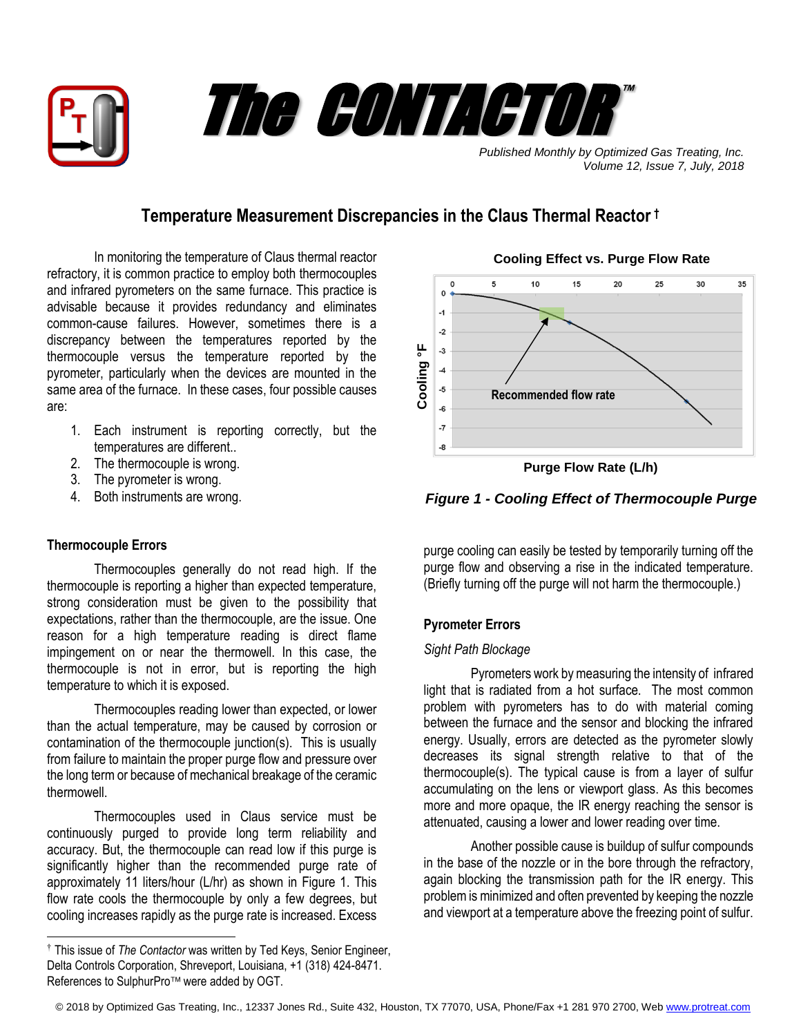# The CONTACTOR™

*Published Monthly by Optimized Gas Treating, Inc.*
*Volume 12, Issue 7, July, 2018*

## Temperature Measurement Discrepancies in the Claus Thermal Reactor †

In monitoring the temperature of Claus thermal reactor refractory, it is common practice to employ both thermocouples and infrared pyrometers on the same furnace. This practice is advisable because it provides redundancy and eliminates common-cause failures. However, sometimes there is a discrepancy between the temperatures reported by the thermocouple versus the temperature reported by the pyrometer, particularly when the devices are mounted in the same area of the furnace. In these cases, four possible causes are:

1. Each instrument is reporting correctly, but the temperatures are different..
2. The thermocouple is wrong.
3. The pyrometer is wrong.
4. Both instruments are wrong.

### Thermocouple Errors

Thermocouples generally do not read high. If the thermocouple is reporting a higher than expected temperature, strong consideration must be given to the possibility that expectations, rather than the thermocouple, are the issue. One reason for a high temperature reading is direct flame impingement on or near the thermowell. In this case, the thermocouple is not in error, but is reporting the high temperature to which it is exposed.

Thermocouples reading lower than expected, or lower than the actual temperature, may be caused by corrosion or contamination of the thermocouple junction(s). This is usually from failure to maintain the proper purge flow and pressure over the long term or because of mechanical breakage of the ceramic thermowell.

Thermocouples used in Claus service must be continuously purged to provide long term reliability and accuracy. But, the thermocouple can read low if this purge is significantly higher than the recommended purge rate of approximately 11 liters/hour (L/hr) as shown in Figure 1. This flow rate cools the thermocouple by only a few degrees, but cooling increases rapidly as the purge rate is increased. Excess purge cooling can easily be tested by temporarily turning off the purge flow and observing a rise in the indicated temperature. (Briefly turning off the purge will not harm the thermocouple.)

**Cooling Effect vs. Purge Flow Rate**

*Figure 1 - Cooling Effect of Thermocouple Purge*

### Pyrometer Errors

*Sight Path Blockage*

Pyrometers work by measuring the intensity of infrared light that is radiated from a hot surface. The most common problem with pyrometers has to do with material coming between the furnace and the sensor and blocking the infrared energy. Usually, errors are detected as the pyrometer slowly decreases its signal strength relative to that of the thermocouple(s). The typical cause is from a layer of sulfur accumulating on the lens or viewport glass. As this becomes more and more opaque, the IR energy reaching the sensor is attenuated, causing a lower and lower reading over time.

Another possible cause is buildup of sulfur compounds in the base of the nozzle or in the bore through the refractory, again blocking the transmission path for the IR energy. This problem is minimized and often prevented by keeping the nozzle and viewport at a temperature above the freezing point of sulfur.

---

† This issue of *The Contactor* was written by Ted Keys, Senior Engineer, Delta Controls Corporation, Shreveport, Louisiana, +1 (318) 424-8471. References to SulphurPro™ were added by OGT.

© 2018 by Optimized Gas Treating, Inc., 12337 Jones Rd., Suite 432, Houston, TX 77070, USA, Phone/Fax +1 281 970 2700, Web www.protreat.com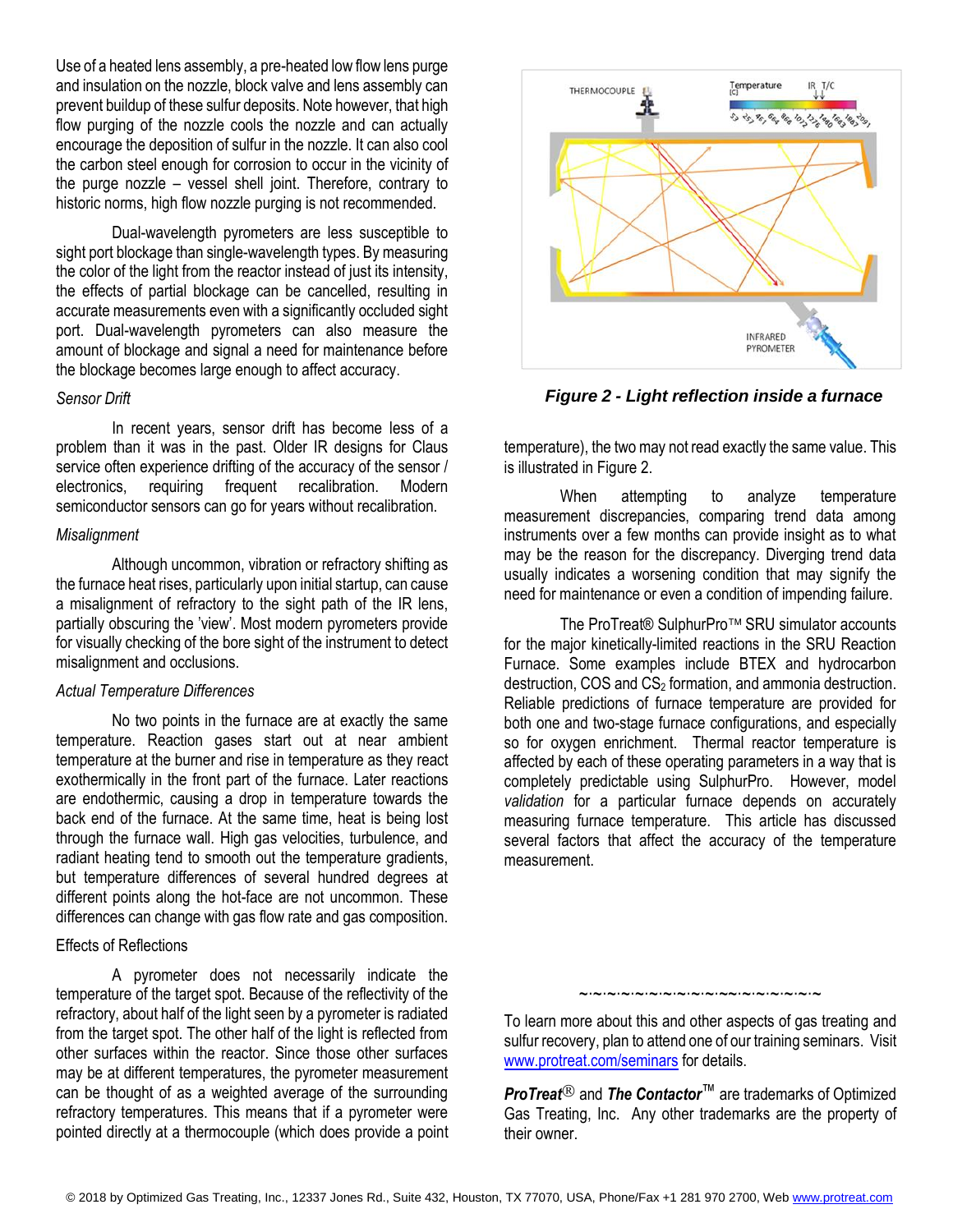Use of a heated lens assembly, a pre-heated low flow lens purge and insulation on the nozzle, block valve and lens assembly can prevent buildup of these sulfur deposits. Note however, that high flow purging of the nozzle cools the nozzle and can actually encourage the deposition of sulfur in the nozzle. It can also cool the carbon steel enough for corrosion to occur in the vicinity of the purge nozzle – vessel shell joint. Therefore, contrary to historic norms, high flow nozzle purging is not recommended.

Dual-wavelength pyrometers are less susceptible to sight port blockage than single-wavelength types. By measuring the color of the light from the reactor instead of just its intensity, the effects of partial blockage can be cancelled, resulting in accurate measurements even with a significantly occluded sight port. Dual-wavelength pyrometers can also measure the amount of blockage and signal a need for maintenance before the blockage becomes large enough to affect accuracy.

*Sensor Drift*

In recent years, sensor drift has become less of a problem than it was in the past. Older IR designs for Claus service often experience drifting of the accuracy of the sensor / electronics, requiring frequent recalibration. Modern semiconductor sensors can go for years without recalibration.

*Misalignment*

Although uncommon, vibration or refractory shifting as the furnace heat rises, particularly upon initial startup, can cause a misalignment of refractory to the sight path of the IR lens, partially obscuring the 'view'. Most modern pyrometers provide for visually checking of the bore sight of the instrument to detect misalignment and occlusions.

*Actual Temperature Differences*

No two points in the furnace are at exactly the same temperature. Reaction gases start out at near ambient temperature at the burner and rise in temperature as they react exothermically in the front part of the furnace. Later reactions are endothermic, causing a drop in temperature towards the back end of the furnace. At the same time, heat is being lost through the furnace wall. High gas velocities, turbulence, and radiant heating tend to smooth out the temperature gradients, but temperature differences of several hundred degrees at different points along the hot-face are not uncommon. These differences can change with gas flow rate and gas composition.

Effects of Reflections

A pyrometer does not necessarily indicate the temperature of the target spot. Because of the reflectivity of the refractory, about half of the light seen by a pyrometer is radiated from the target spot. The other half of the light is reflected from other surfaces within the reactor. Since those other surfaces may be at different temperatures, the pyrometer measurement can be thought of as a weighted average of the surrounding refractory temperatures. This means that if a pyrometer were pointed directly at a thermocouple (which does provide a point temperature), the two may not read exactly the same value. This is illustrated in Figure 2.

THERMOCOUPLE

Temperature [C]

IR T/C

53 257 461 664 866 1072 1276 1480 1683 1887 2091

INFRARED PYROMETER

***Figure 2 - Light reflection inside a furnace***

When attempting to analyze temperature measurement discrepancies, comparing trend data among instruments over a few months can provide insight as to what may be the reason for the discrepancy. Diverging trend data usually indicates a worsening condition that may signify the need for maintenance or even a condition of impending failure.

The ProTreat® SulphurPro™ SRU simulator accounts for the major kinetically-limited reactions in the SRU Reaction Furnace. Some examples include BTEX and hydrocarbon destruction, COS and $CS_2$ formation, and ammonia destruction. Reliable predictions of furnace temperature are provided for both one and two-stage furnace configurations, and especially so for oxygen enrichment. Thermal reactor temperature is affected by each of these operating parameters in a way that is completely predictable using SulphurPro. However, model *validation* for a particular furnace depends on accurately measuring furnace temperature. This article has discussed several factors that affect the accuracy of the temperature measurement.

~·~·~·~·~·~·~·~·~·~·~·~·~·~·~·~·~·~·~·~·~·~

To learn more about this and other aspects of gas treating and sulfur recovery, plan to attend one of our training seminars. Visit www.protreat.com/seminars for details.

***ProTreat***® and ***The Contactor***™ are trademarks of Optimized Gas Treating, Inc. Any other trademarks are the property of their owner.

© 2018 by Optimized Gas Treating, Inc., 12337 Jones Rd., Suite 432, Houston, TX 77070, USA, Phone/Fax +1 281 970 2700, Web www.protreat.com